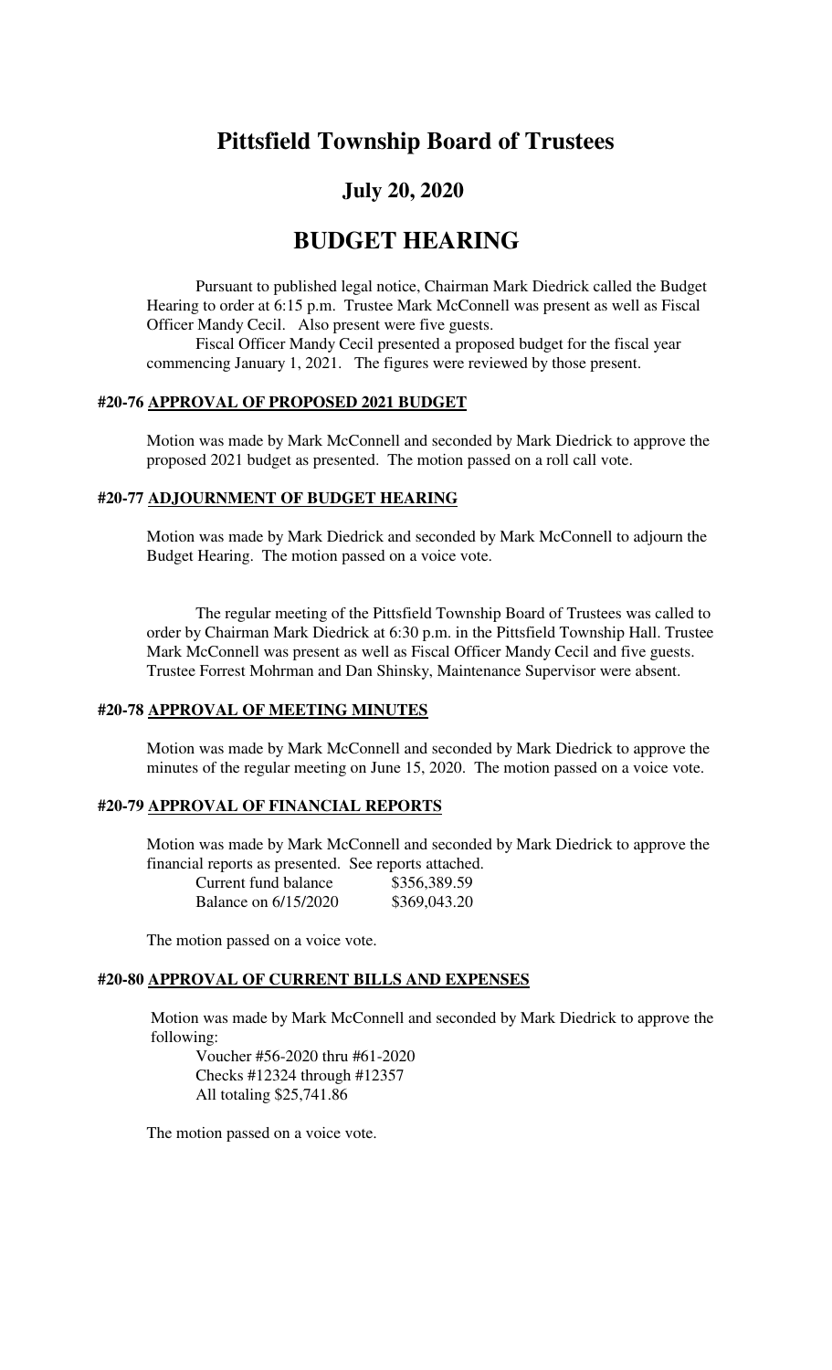# Pittsfield Township Board of Trustees

## July 20, 2020

# BUDGET HEARING

Pursuant to published legal notice, Chairman Mark Diedrick called the Budget Hearing to order at 6:15 p.m. Trustee Mark McConnell was present as well as Fiscal Officer Mandy Cecil. Also present were five guests.

Fiscal Officer Mandy Cecil presented a proposed budget for the fiscal year commencing January 1, 2021. The figures were reviewed by those present.

#### #20-76 APPROVAL OF PROPOSED 2021 BUDGET

Motion was made by Mark McConnell and seconded by Mark Diedrick to approve the proposed 2021 budget as presented. The motion passed on a roll call vote.

#### #20-77 ADJOURNMENT OF BUDGET HEARING

Motion was made by Mark Diedrick and seconded by Mark McConnell to adjourn the Budget Hearing. The motion passed on a voice vote.

The regular meeting of the Pittsfield Township Board of Trustees was called to order by Chairman Mark Diedrick at 6:30 p.m. in the Pittsfield Township Hall. Trustee Mark McConnell was present as well as Fiscal Officer Mandy Cecil and five guests. Trustee Forrest Mohrman and Dan Shinsky, Maintenance Supervisor were absent.

#### #20-78 APPROVAL OF MEETING MINUTES

Motion was made by Mark McConnell and seconded by Mark Diedrick to approve the minutes of the regular meeting on June 15, 2020. The motion passed on a voice vote.

#### #20-79 APPROVAL OF FINANCIAL REPORTS

Motion was made by Mark McConnell and seconded by Mark Diedrick to approve the financial reports as presented. See reports attached.

| | |
|---|---|
| Current fund balance | \$356,389.59 |
| Balance on 6/15/2020 | \$369,043.20 |

The motion passed on a voice vote.

#### #20-80 APPROVAL OF CURRENT BILLS AND EXPENSES

Motion was made by Mark McConnell and seconded by Mark Diedrick to approve the following:

Voucher #56-2020 thru #61-2020
Checks #12324 through #12357
All totaling \$25,741.86

The motion passed on a voice vote.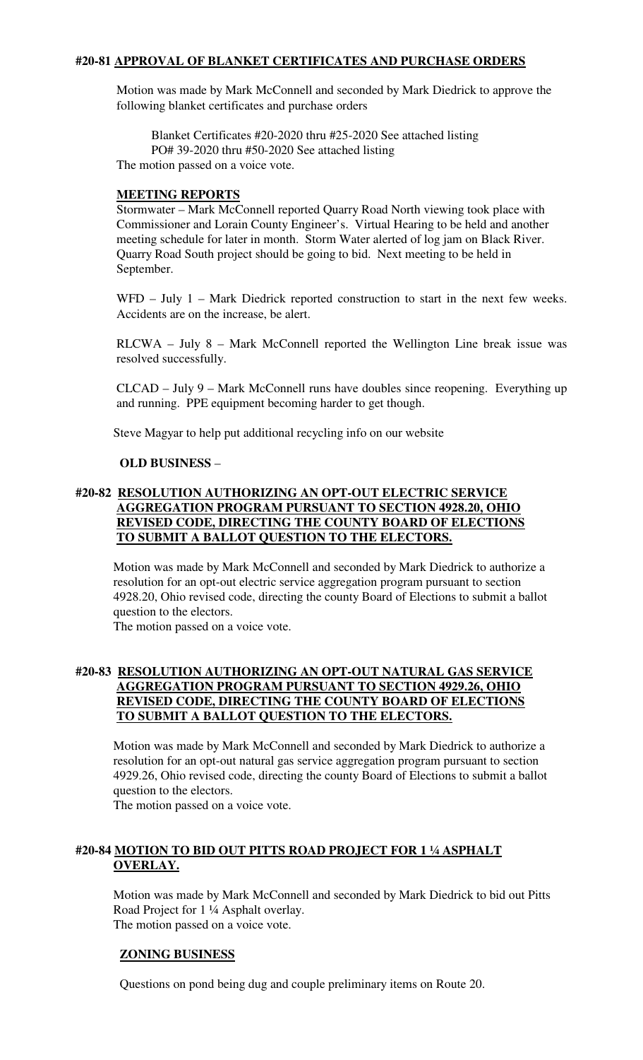#### #20-81 APPROVAL OF BLANKET CERTIFICATES AND PURCHASE ORDERS

Motion was made by Mark McConnell and seconded by Mark Diedrick to approve the following blanket certificates and purchase orders

Blanket Certificates #20-2020 thru #25-2020 See attached listing
PO# 39-2020 thru #50-2020 See attached listing
The motion passed on a voice vote.

**MEETING REPORTS**

Stormwater – Mark McConnell reported Quarry Road North viewing took place with Commissioner and Lorain County Engineer's. Virtual Hearing to be held and another meeting schedule for later in month. Storm Water alerted of log jam on Black River. Quarry Road South project should be going to bid. Next meeting to be held in September.

WFD – July 1 – Mark Diedrick reported construction to start in the next few weeks. Accidents are on the increase, be alert.

RLCWA – July 8 – Mark McConnell reported the Wellington Line break issue was resolved successfully.

CLCAD – July 9 – Mark McConnell runs have doubles since reopening. Everything up and running. PPE equipment becoming harder to get though.

Steve Magyar to help put additional recycling info on our website

**OLD BUSINESS** –

#### #20-82 RESOLUTION AUTHORIZING AN OPT-OUT ELECTRIC SERVICE AGGREGATION PROGRAM PURSUANT TO SECTION 4928.20, OHIO REVISED CODE, DIRECTING THE COUNTY BOARD OF ELECTIONS TO SUBMIT A BALLOT QUESTION TO THE ELECTORS.

Motion was made by Mark McConnell and seconded by Mark Diedrick to authorize a resolution for an opt-out electric service aggregation program pursuant to section 4928.20, Ohio revised code, directing the county Board of Elections to submit a ballot question to the electors.
The motion passed on a voice vote.

#### #20-83 RESOLUTION AUTHORIZING AN OPT-OUT NATURAL GAS SERVICE AGGREGATION PROGRAM PURSUANT TO SECTION 4929.26, OHIO REVISED CODE, DIRECTING THE COUNTY BOARD OF ELECTIONS TO SUBMIT A BALLOT QUESTION TO THE ELECTORS.

Motion was made by Mark McConnell and seconded by Mark Diedrick to authorize a resolution for an opt-out natural gas service aggregation program pursuant to section 4929.26, Ohio revised code, directing the county Board of Elections to submit a ballot question to the electors.
The motion passed on a voice vote.

#### #20-84 MOTION TO BID OUT PITTS ROAD PROJECT FOR 1 ¼ ASPHALT OVERLAY.

Motion was made by Mark McConnell and seconded by Mark Diedrick to bid out Pitts Road Project for 1 ¼ Asphalt overlay.
The motion passed on a voice vote.

**ZONING BUSINESS**

Questions on pond being dug and couple preliminary items on Route 20.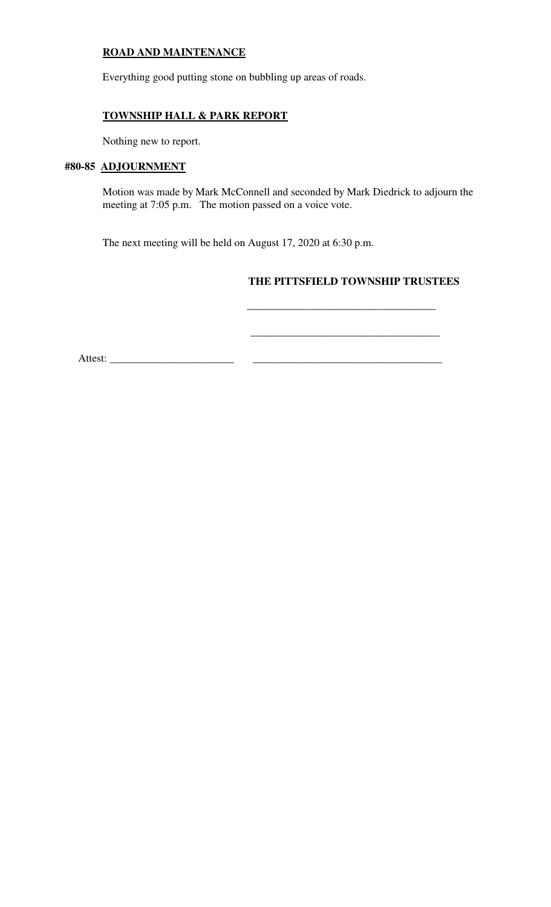**ROAD AND MAINTENANCE**

Everything good putting stone on bubbling up areas of roads.

**TOWNSHIP HALL & PARK REPORT**

Nothing new to report.

**#80-85 ADJOURNMENT**

Motion was made by Mark McConnell and seconded by Mark Diedrick to adjourn the meeting at 7:05 p.m. The motion passed on a voice vote.

The next meeting will be held on August 17, 2020 at 6:30 p.m.

**THE PITTSFIELD TOWNSHIP TRUSTEES**

___________________________________

___________________________________

Attest: _______________________ ___________________________________